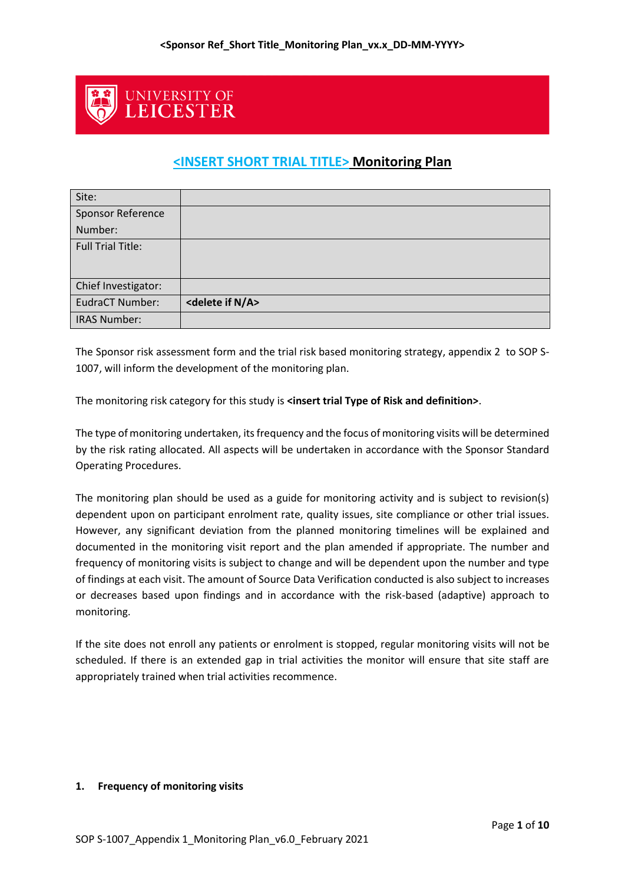# <INSERT SHORT TRIAL TITLE> Monitoring Plan

| Site: | |
|---|---|
| Sponsor Reference Number: | |
| Full Trial Title: | |
| Chief Investigator: | |
| EudraCT Number: | **<delete if N/A>** |
| IRAS Number: | |

The Sponsor risk assessment form and the trial risk based monitoring strategy, appendix 2 to SOP S-1007, will inform the development of the monitoring plan.

The monitoring risk category for this study is **<insert trial Type of Risk and definition>**.

The type of monitoring undertaken, its frequency and the focus of monitoring visits will be determined by the risk rating allocated. All aspects will be undertaken in accordance with the Sponsor Standard Operating Procedures.

The monitoring plan should be used as a guide for monitoring activity and is subject to revision(s) dependent upon on participant enrolment rate, quality issues, site compliance or other trial issues. However, any significant deviation from the planned monitoring timelines will be explained and documented in the monitoring visit report and the plan amended if appropriate. The number and frequency of monitoring visits is subject to change and will be dependent upon the number and type of findings at each visit. The amount of Source Data Verification conducted is also subject to increases or decreases based upon findings and in accordance with the risk-based (adaptive) approach to monitoring.

If the site does not enroll any patients or enrolment is stopped, regular monitoring visits will not be scheduled. If there is an extended gap in trial activities the monitor will ensure that site staff are appropriately trained when trial activities recommence.

## 1. Frequency of monitoring visits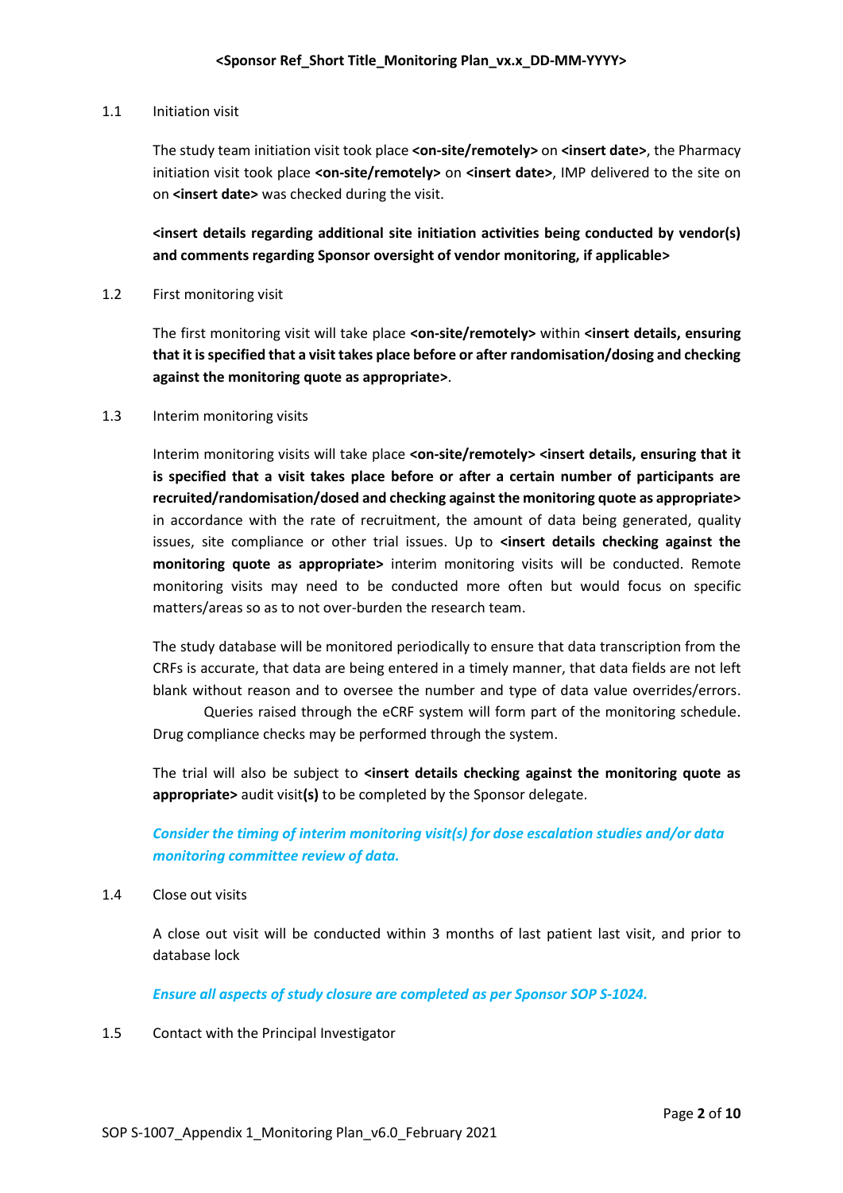## 1.1 Initiation visit

The study team initiation visit took place **<on-site/remotely>** on **<insert date>**, the Pharmacy initiation visit took place **<on-site/remotely>** on **<insert date>**, IMP delivered to the site on on **<insert date>** was checked during the visit.

**<insert details regarding additional site initiation activities being conducted by vendor(s) and comments regarding Sponsor oversight of vendor monitoring, if applicable>**

## 1.2 First monitoring visit

The first monitoring visit will take place **<on-site/remotely>** within **<insert details, ensuring that it is specified that a visit takes place before or after randomisation/dosing and checking against the monitoring quote as appropriate>**.

## 1.3 Interim monitoring visits

Interim monitoring visits will take place **<on-site/remotely> <insert details, ensuring that it is specified that a visit takes place before or after a certain number of participants are recruited/randomisation/dosed and checking against the monitoring quote as appropriate>** in accordance with the rate of recruitment, the amount of data being generated, quality issues, site compliance or other trial issues. Up to **<insert details checking against the monitoring quote as appropriate>** interim monitoring visits will be conducted. Remote monitoring visits may need to be conducted more often but would focus on specific matters/areas so as to not over-burden the research team.

The study database will be monitored periodically to ensure that data transcription from the CRFs is accurate, that data are being entered in a timely manner, that data fields are not left blank without reason and to oversee the number and type of data value overrides/errors. Queries raised through the eCRF system will form part of the monitoring schedule. Drug compliance checks may be performed through the system.

The trial will also be subject to **<insert details checking against the monitoring quote as appropriate>** audit visit**(s)** to be completed by the Sponsor delegate.

***Consider the timing of interim monitoring visit(s) for dose escalation studies and/or data monitoring committee review of data.***

## 1.4 Close out visits

A close out visit will be conducted within 3 months of last patient last visit, and prior to database lock

***Ensure all aspects of study closure are completed as per Sponsor SOP S-1024.***

## 1.5 Contact with the Principal Investigator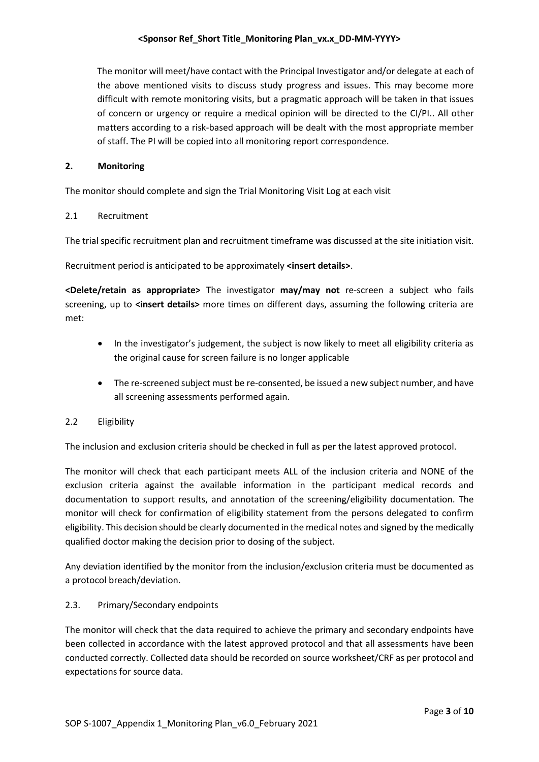The monitor will meet/have contact with the Principal Investigator and/or delegate at each of the above mentioned visits to discuss study progress and issues. This may become more difficult with remote monitoring visits, but a pragmatic approach will be taken in that issues of concern or urgency or require a medical opinion will be directed to the CI/PI.. All other matters according to a risk-based approach will be dealt with the most appropriate member of staff. The PI will be copied into all monitoring report correspondence.

## 2. Monitoring

The monitor should complete and sign the Trial Monitoring Visit Log at each visit

### 2.1 Recruitment

The trial specific recruitment plan and recruitment timeframe was discussed at the site initiation visit.

Recruitment period is anticipated to be approximately **<insert details>**.

**<Delete/retain as appropriate>** The investigator **may/may not** re-screen a subject who fails screening, up to **<insert details>** more times on different days, assuming the following criteria are met:

- In the investigator's judgement, the subject is now likely to meet all eligibility criteria as the original cause for screen failure is no longer applicable
- The re-screened subject must be re-consented, be issued a new subject number, and have all screening assessments performed again.

### 2.2 Eligibility

The inclusion and exclusion criteria should be checked in full as per the latest approved protocol.

The monitor will check that each participant meets ALL of the inclusion criteria and NONE of the exclusion criteria against the available information in the participant medical records and documentation to support results, and annotation of the screening/eligibility documentation. The monitor will check for confirmation of eligibility statement from the persons delegated to confirm eligibility. This decision should be clearly documented in the medical notes and signed by the medically qualified doctor making the decision prior to dosing of the subject.

Any deviation identified by the monitor from the inclusion/exclusion criteria must be documented as a protocol breach/deviation.

### 2.3. Primary/Secondary endpoints

The monitor will check that the data required to achieve the primary and secondary endpoints have been collected in accordance with the latest approved protocol and that all assessments have been conducted correctly. Collected data should be recorded on source worksheet/CRF as per protocol and expectations for source data.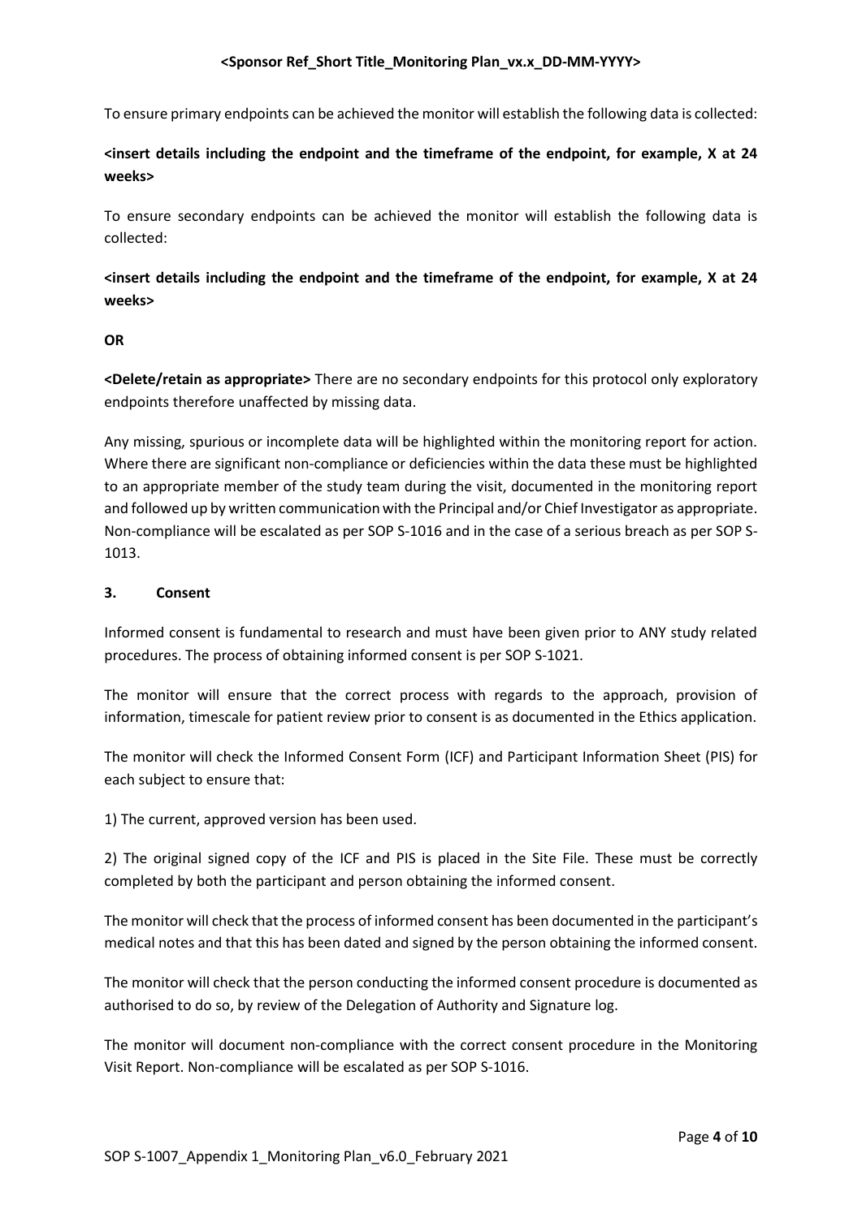To ensure primary endpoints can be achieved the monitor will establish the following data is collected:

**<insert details including the endpoint and the timeframe of the endpoint, for example, X at 24 weeks>**

To ensure secondary endpoints can be achieved the monitor will establish the following data is collected:

**<insert details including the endpoint and the timeframe of the endpoint, for example, X at 24 weeks>**

**OR**

**<Delete/retain as appropriate>** There are no secondary endpoints for this protocol only exploratory endpoints therefore unaffected by missing data.

Any missing, spurious or incomplete data will be highlighted within the monitoring report for action. Where there are significant non-compliance or deficiencies within the data these must be highlighted to an appropriate member of the study team during the visit, documented in the monitoring report and followed up by written communication with the Principal and/or Chief Investigator as appropriate. Non-compliance will be escalated as per SOP S-1016 and in the case of a serious breach as per SOP S-1013.

## 3. Consent

Informed consent is fundamental to research and must have been given prior to ANY study related procedures. The process of obtaining informed consent is per SOP S-1021.

The monitor will ensure that the correct process with regards to the approach, provision of information, timescale for patient review prior to consent is as documented in the Ethics application.

The monitor will check the Informed Consent Form (ICF) and Participant Information Sheet (PIS) for each subject to ensure that:

1) The current, approved version has been used.

2) The original signed copy of the ICF and PIS is placed in the Site File. These must be correctly completed by both the participant and person obtaining the informed consent.

The monitor will check that the process of informed consent has been documented in the participant's medical notes and that this has been dated and signed by the person obtaining the informed consent.

The monitor will check that the person conducting the informed consent procedure is documented as authorised to do so, by review of the Delegation of Authority and Signature log.

The monitor will document non-compliance with the correct consent procedure in the Monitoring Visit Report. Non-compliance will be escalated as per SOP S-1016.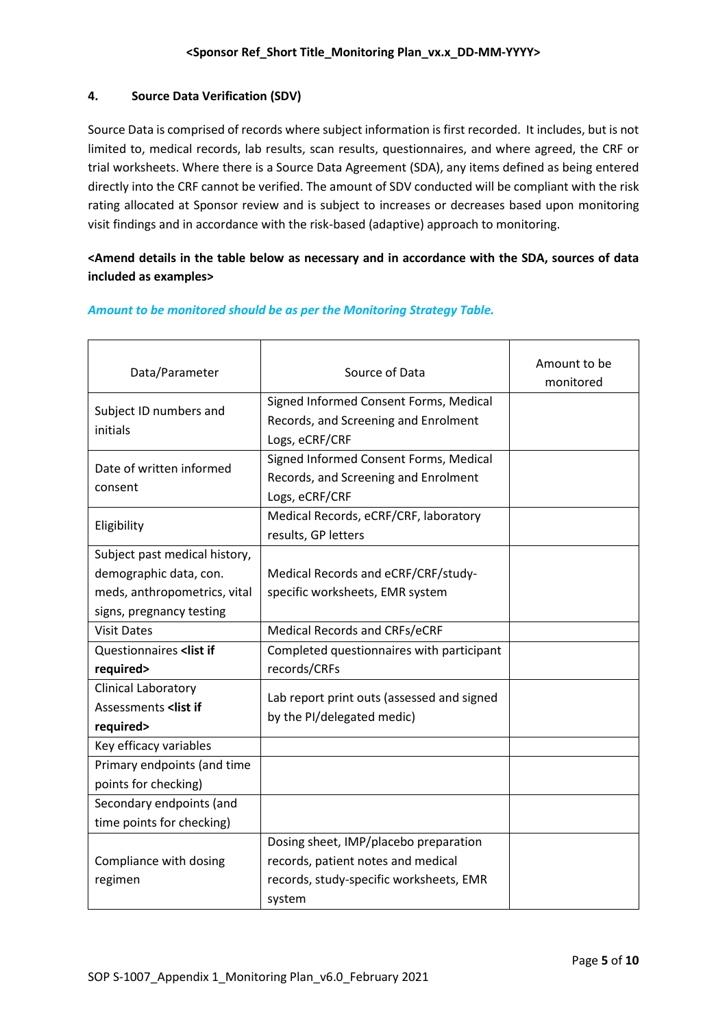## 4. Source Data Verification (SDV)

Source Data is comprised of records where subject information is first recorded. It includes, but is not limited to, medical records, lab results, scan results, questionnaires, and where agreed, the CRF or trial worksheets. Where there is a Source Data Agreement (SDA), any items defined as being entered directly into the CRF cannot be verified. The amount of SDV conducted will be compliant with the risk rating allocated at Sponsor review and is subject to increases or decreases based upon monitoring visit findings and in accordance with the risk-based (adaptive) approach to monitoring.

**<Amend details in the table below as necessary and in accordance with the SDA, sources of data included as examples>**

***Amount to be monitored should be as per the Monitoring Strategy Table.***

| Data/Parameter | Source of Data | Amount to be monitored |
|---|---|---|
| Subject ID numbers and initials | Signed Informed Consent Forms, Medical Records, and Screening and Enrolment Logs, eCRF/CRF | |
| Date of written informed consent | Signed Informed Consent Forms, Medical Records, and Screening and Enrolment Logs, eCRF/CRF | |
| Eligibility | Medical Records, eCRF/CRF, laboratory results, GP letters | |
| Subject past medical history, demographic data, con. meds, anthropometrics, vital signs, pregnancy testing | Medical Records and eCRF/CRF/study-specific worksheets, EMR system | |
| Visit Dates | Medical Records and CRFs/eCRF | |
| Questionnaires **<list if required>** | Completed questionnaires with participant records/CRFs | |
| Clinical Laboratory Assessments **<list if required>** | Lab report print outs (assessed and signed by the PI/delegated medic) | |
| Key efficacy variables | | |
| Primary endpoints (and time points for checking) | | |
| Secondary endpoints (and time points for checking) | | |
| Compliance with dosing regimen | Dosing sheet, IMP/placebo preparation records, patient notes and medical records, study-specific worksheets, EMR system | |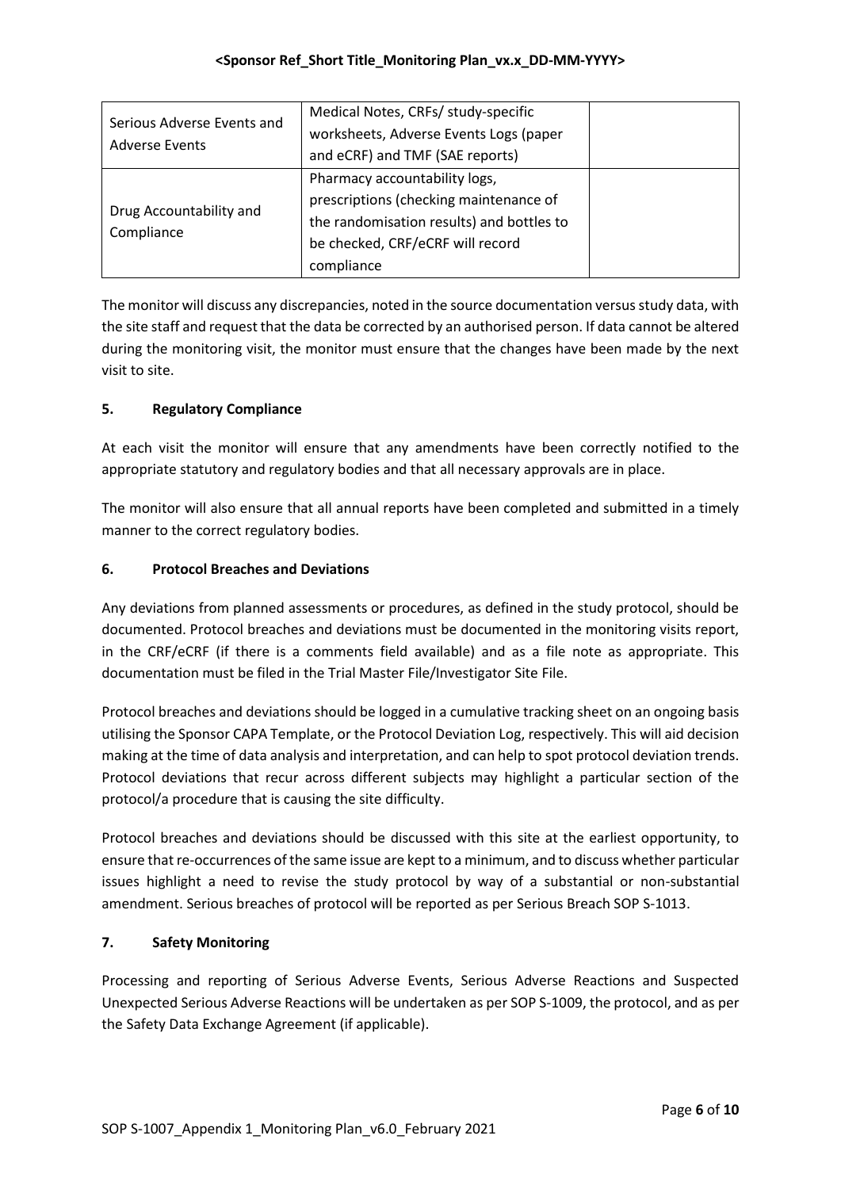| Serious Adverse Events and Adverse Events | Medical Notes, CRFs/ study-specific worksheets, Adverse Events Logs (paper and eCRF) and TMF (SAE reports) | |
|---|---|---|
| Drug Accountability and Compliance | Pharmacy accountability logs, prescriptions (checking maintenance of the randomisation results) and bottles to be checked, CRF/eCRF will record compliance | |

The monitor will discuss any discrepancies, noted in the source documentation versus study data, with the site staff and request that the data be corrected by an authorised person. If data cannot be altered during the monitoring visit, the monitor must ensure that the changes have been made by the next visit to site.

## 5. Regulatory Compliance

At each visit the monitor will ensure that any amendments have been correctly notified to the appropriate statutory and regulatory bodies and that all necessary approvals are in place.

The monitor will also ensure that all annual reports have been completed and submitted in a timely manner to the correct regulatory bodies.

## 6. Protocol Breaches and Deviations

Any deviations from planned assessments or procedures, as defined in the study protocol, should be documented. Protocol breaches and deviations must be documented in the monitoring visits report, in the CRF/eCRF (if there is a comments field available) and as a file note as appropriate. This documentation must be filed in the Trial Master File/Investigator Site File.

Protocol breaches and deviations should be logged in a cumulative tracking sheet on an ongoing basis utilising the Sponsor CAPA Template, or the Protocol Deviation Log, respectively. This will aid decision making at the time of data analysis and interpretation, and can help to spot protocol deviation trends. Protocol deviations that recur across different subjects may highlight a particular section of the protocol/a procedure that is causing the site difficulty.

Protocol breaches and deviations should be discussed with this site at the earliest opportunity, to ensure that re-occurrences of the same issue are kept to a minimum, and to discuss whether particular issues highlight a need to revise the study protocol by way of a substantial or non-substantial amendment. Serious breaches of protocol will be reported as per Serious Breach SOP S-1013.

## 7. Safety Monitoring

Processing and reporting of Serious Adverse Events, Serious Adverse Reactions and Suspected Unexpected Serious Adverse Reactions will be undertaken as per SOP S-1009, the protocol, and as per the Safety Data Exchange Agreement (if applicable).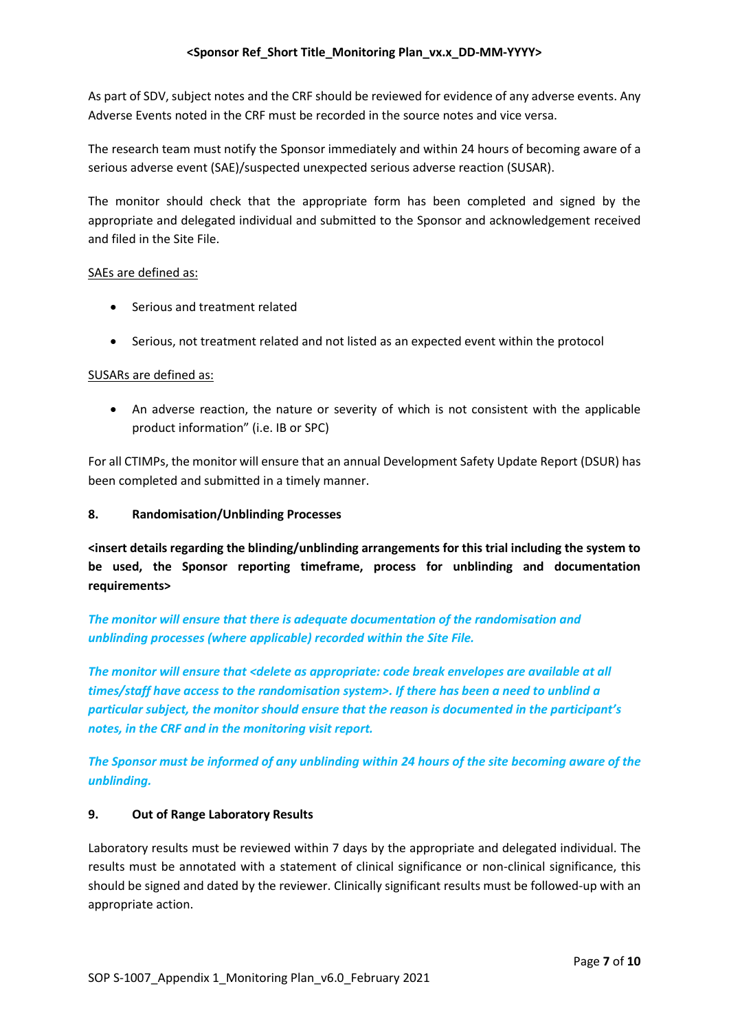As part of SDV, subject notes and the CRF should be reviewed for evidence of any adverse events. Any Adverse Events noted in the CRF must be recorded in the source notes and vice versa.

The research team must notify the Sponsor immediately and within 24 hours of becoming aware of a serious adverse event (SAE)/suspected unexpected serious adverse reaction (SUSAR).

The monitor should check that the appropriate form has been completed and signed by the appropriate and delegated individual and submitted to the Sponsor and acknowledgement received and filed in the Site File.

<u>SAEs are defined as:</u>

- Serious and treatment related
- Serious, not treatment related and not listed as an expected event within the protocol

<u>SUSARs are defined as:</u>

- An adverse reaction, the nature or severity of which is not consistent with the applicable product information" (i.e. IB or SPC)

For all CTIMPs, the monitor will ensure that an annual Development Safety Update Report (DSUR) has been completed and submitted in a timely manner.

## 8. Randomisation/Unblinding Processes

**<insert details regarding the blinding/unblinding arrangements for this trial including the system to be used, the Sponsor reporting timeframe, process for unblinding and documentation requirements>**

***The monitor will ensure that there is adequate documentation of the randomisation and unblinding processes (where applicable) recorded within the Site File.***

***The monitor will ensure that <delete as appropriate: code break envelopes are available at all times/staff have access to the randomisation system>. If there has been a need to unblind a particular subject, the monitor should ensure that the reason is documented in the participant's notes, in the CRF and in the monitoring visit report.***

***The Sponsor must be informed of any unblinding within 24 hours of the site becoming aware of the unblinding.***

## 9. Out of Range Laboratory Results

Laboratory results must be reviewed within 7 days by the appropriate and delegated individual. The results must be annotated with a statement of clinical significance or non-clinical significance, this should be signed and dated by the reviewer. Clinically significant results must be followed-up with an appropriate action.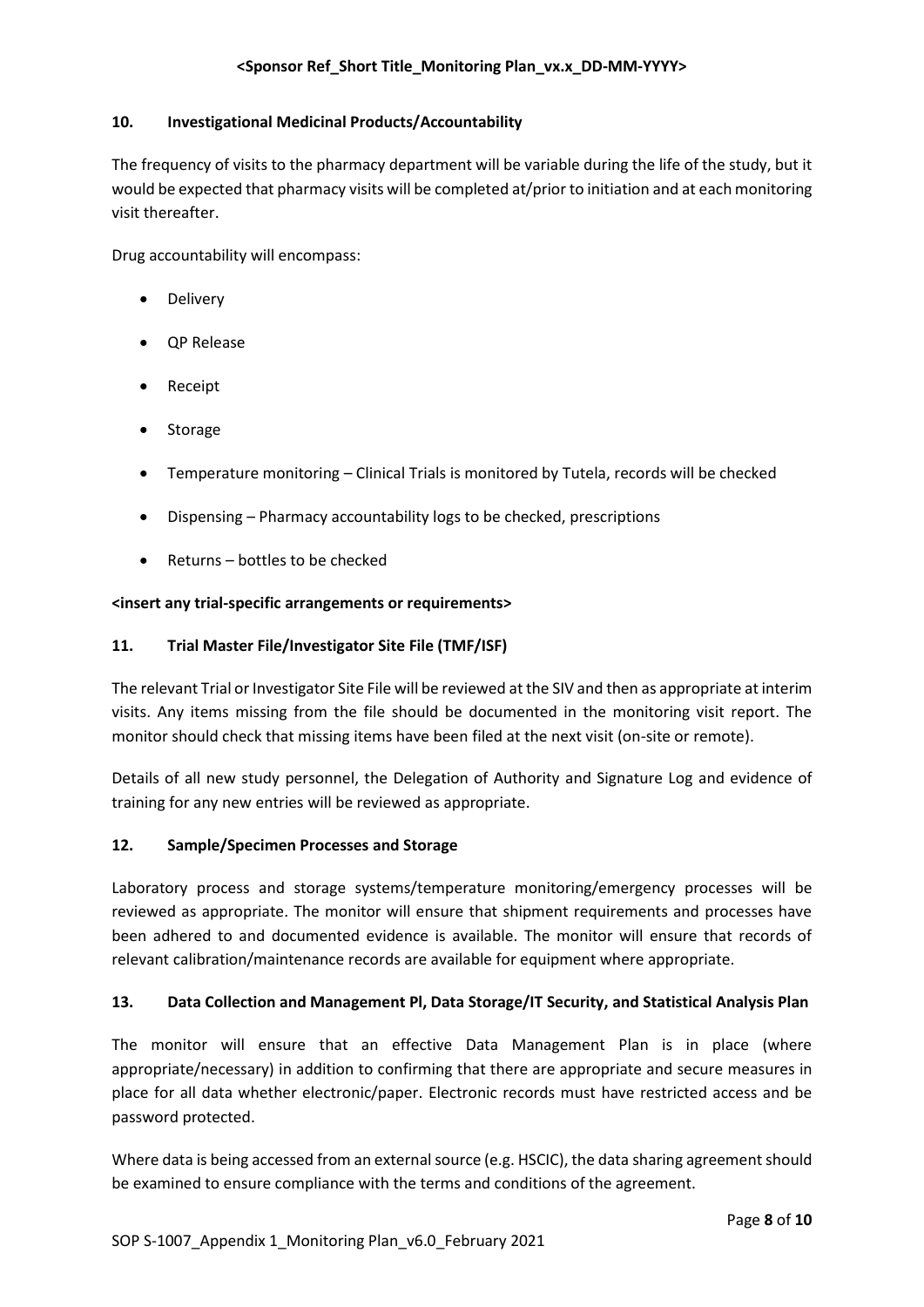## 10. Investigational Medicinal Products/Accountability

The frequency of visits to the pharmacy department will be variable during the life of the study, but it would be expected that pharmacy visits will be completed at/prior to initiation and at each monitoring visit thereafter.

Drug accountability will encompass:

- Delivery
- QP Release
- Receipt
- Storage
- Temperature monitoring – Clinical Trials is monitored by Tutela, records will be checked
- Dispensing – Pharmacy accountability logs to be checked, prescriptions
- Returns – bottles to be checked

**<insert any trial-specific arrangements or requirements>**

## 11. Trial Master File/Investigator Site File (TMF/ISF)

The relevant Trial or Investigator Site File will be reviewed at the SIV and then as appropriate at interim visits. Any items missing from the file should be documented in the monitoring visit report. The monitor should check that missing items have been filed at the next visit (on-site or remote).

Details of all new study personnel, the Delegation of Authority and Signature Log and evidence of training for any new entries will be reviewed as appropriate.

## 12. Sample/Specimen Processes and Storage

Laboratory process and storage systems/temperature monitoring/emergency processes will be reviewed as appropriate. The monitor will ensure that shipment requirements and processes have been adhered to and documented evidence is available. The monitor will ensure that records of relevant calibration/maintenance records are available for equipment where appropriate.

## 13. Data Collection and Management Pl, Data Storage/IT Security, and Statistical Analysis Plan

The monitor will ensure that an effective Data Management Plan is in place (where appropriate/necessary) in addition to confirming that there are appropriate and secure measures in place for all data whether electronic/paper. Electronic records must have restricted access and be password protected.

Where data is being accessed from an external source (e.g. HSCIC), the data sharing agreement should be examined to ensure compliance with the terms and conditions of the agreement.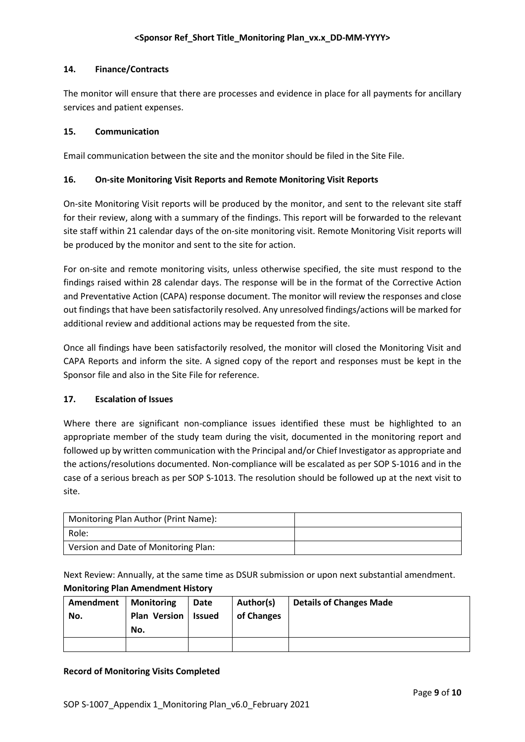## 14. Finance/Contracts

The monitor will ensure that there are processes and evidence in place for all payments for ancillary services and patient expenses.

## 15. Communication

Email communication between the site and the monitor should be filed in the Site File.

## 16. On-site Monitoring Visit Reports and Remote Monitoring Visit Reports

On-site Monitoring Visit reports will be produced by the monitor, and sent to the relevant site staff for their review, along with a summary of the findings. This report will be forwarded to the relevant site staff within 21 calendar days of the on-site monitoring visit. Remote Monitoring Visit reports will be produced by the monitor and sent to the site for action.

For on-site and remote monitoring visits, unless otherwise specified, the site must respond to the findings raised within 28 calendar days. The response will be in the format of the Corrective Action and Preventative Action (CAPA) response document. The monitor will review the responses and close out findings that have been satisfactorily resolved. Any unresolved findings/actions will be marked for additional review and additional actions may be requested from the site.

Once all findings have been satisfactorily resolved, the monitor will closed the Monitoring Visit and CAPA Reports and inform the site. A signed copy of the report and responses must be kept in the Sponsor file and also in the Site File for reference.

## 17. Escalation of Issues

Where there are significant non-compliance issues identified these must be highlighted to an appropriate member of the study team during the visit, documented in the monitoring report and followed up by written communication with the Principal and/or Chief Investigator as appropriate and the actions/resolutions documented. Non-compliance will be escalated as per SOP S-1016 and in the case of a serious breach as per SOP S-1013. The resolution should be followed up at the next visit to site.

| Monitoring Plan Author (Print Name): | |
|---|---|
| Role: | |
| Version and Date of Monitoring Plan: | |

Next Review: Annually, at the same time as DSUR submission or upon next substantial amendment.

**Monitoring Plan Amendment History**

| Amendment No. | Monitoring Plan Version No. | Date Issued | Author(s) of Changes | Details of Changes Made |
|---|---|---|---|---|
| | | | | |

**Record of Monitoring Visits Completed**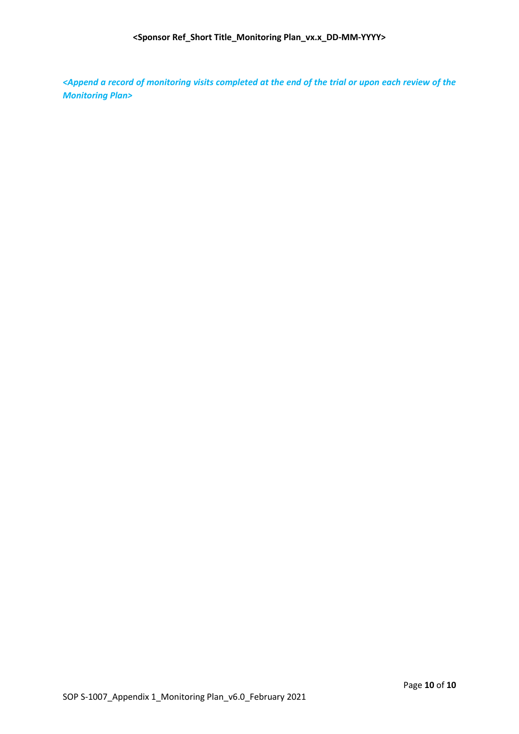*<Append a record of monitoring visits completed at the end of the trial or upon each review of the Monitoring Plan>*